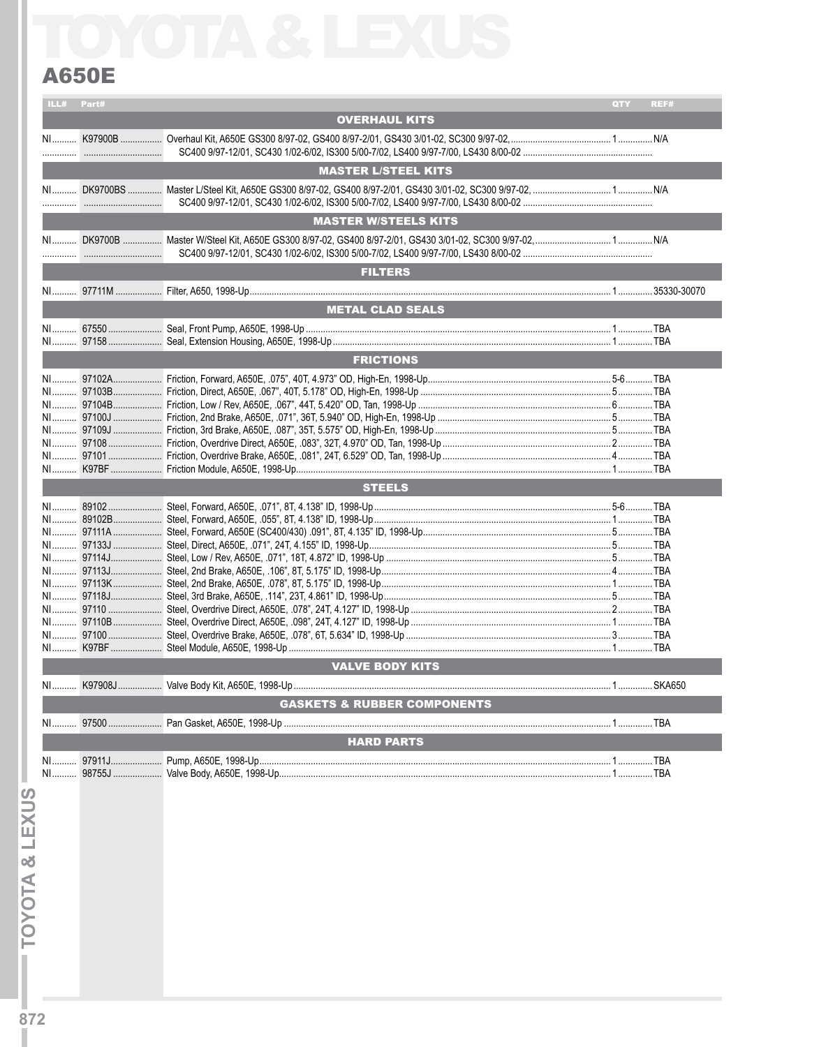# TOYOTA & LEXUS

## A650E

| ILL# | Part# | | QTY | REF# |
|---|---|---|---|---|
| | | **OVERHAUL KITS** | | |
| NI | K97900B | Overhaul Kit, A650E GS300 8/97-02, GS400 8/97-2/01, GS430 3/01-02, SC300 9/97-02, SC400 9/97-12/01, SC430 1/02-6/02, IS300 5/00-7/02, LS400 9/97-7/00, LS430 8/00-02 | 1 | N/A |
| | | **MASTER L/STEEL KITS** | | |
| NI | DK9700BS | Master L/Steel Kit, A650E GS300 8/97-02, GS400 8/97-2/01, GS430 3/01-02, SC300 9/97-02, SC400 9/97-12/01, SC430 1/02-6/02, IS300 5/00-7/02, LS400 9/97-7/00, LS430 8/00-02 | 1 | N/A |
| | | **MASTER W/STEELS KITS** | | |
| NI | DK9700B | Master W/Steel Kit, A650E GS300 8/97-02, GS400 8/97-2/01, GS430 3/01-02, SC300 9/97-02, SC400 9/97-12/01, SC430 1/02-6/02, IS300 5/00-7/02, LS400 9/97-7/00, LS430 8/00-02 | 1 | N/A |
| | | **FILTERS** | | |
| NI | 97711M | Filter, A650, 1998-Up | 1 | 35330-30070 |
| | | **METAL CLAD SEALS** | | |
| NI | 67550 | Seal, Front Pump, A650E, 1998-Up | 1 | TBA |
| NI | 97158 | Seal, Extension Housing, A650E, 1998-Up | 1 | TBA |
| | | **FRICTIONS** | | |
| NI | 97102A | Friction, Forward, A650E, .075", 40T, 4.973" OD, High-En, 1998-Up | 5-6 | TBA |
| NI | 97103B | Friction, Direct, A650E, .067", 40T, 5.178" OD, High-En, 1998-Up | 5 | TBA |
| NI | 97104B | Friction, Low / Rev, A650E, .067", 44T, 5.420" OD, Tan, 1998-Up | 6 | TBA |
| NI | 97100J | Friction, 2nd Brake, A650E, .071", 36T, 5.940" OD, High-En, 1998-Up | 5 | TBA |
| NI | 97109J | Friction, 3rd Brake, A650E, .087", 35T, 5.575" OD, High-En, 1998-Up | 5 | TBA |
| NI | 97108 | Friction, Overdrive Direct, A650E, .083", 32T, 4.970" OD, Tan, 1998-Up | 2 | TBA |
| NI | 97101 | Friction, Overdrive Brake, A650E, .081", 24T, 6.529" OD, Tan, 1998-Up | 4 | TBA |
| NI | K97BF | Friction Module, A650E, 1998-Up | 1 | TBA |
| | | **STEELS** | | |
| NI | 89102 | Steel, Forward, A650E, .071", 8T, 4.138" ID, 1998-Up | 5-6 | TBA |
| NI | 89102B | Steel, Forward, A650E, .055", 8T, 4.138" ID, 1998-Up | 1 | TBA |
| NI | 97111A | Steel, Forward, A650E (SC400/430) .091", 8T, 4.135" ID, 1998-Up | 5 | TBA |
| NI | 97133J | Steel, Direct, A650E, .071", 24T, 4.155" ID, 1998-Up | 5 | TBA |
| NI | 97114J | Steel, Low / Rev, A650E, .071", 18T, 4.872" ID, 1998-Up | 5 | TBA |
| NI | 97113J | Steel, 2nd Brake, A650E, .106", 8T, 5.175" ID, 1998-Up | 4 | TBA |
| NI | 97113K | Steel, 2nd Brake, A650E, .078", 8T, 5.175" ID, 1998-Up | 1 | TBA |
| NI | 97118J | Steel, 3rd Brake, A650E, .114", 23T, 4.861" ID, 1998-Up | 5 | TBA |
| NI | 97110 | Steel, Overdrive Direct, A650E, .078", 24T, 4.127" ID, 1998-Up | 2 | TBA |
| NI | 97110B | Steel, Overdrive Direct, A650E, .098", 24T, 4.127" ID, 1998-Up | 1 | TBA |
| NI | 97100 | Steel, Overdrive Brake, A650E, .078", 6T, 5.634" ID, 1998-Up | 3 | TBA |
| NI | K97BF | Steel Module, A650E, 1998-Up | 1 | TBA |
| | | **VALVE BODY KITS** | | |
| NI | K97908J | Valve Body Kit, A650E, 1998-Up | 1 | SKA650 |
| | | **GASKETS & RUBBER COMPONENTS** | | |
| NI | 97500 | Pan Gasket, A650E, 1998-Up | 1 | TBA |
| | | **HARD PARTS** | | |
| NI | 97911J | Pump, A650E, 1998-Up | 1 | TBA |
| NI | 98755J | Valve Body, A650E, 1998-Up | 1 | TBA |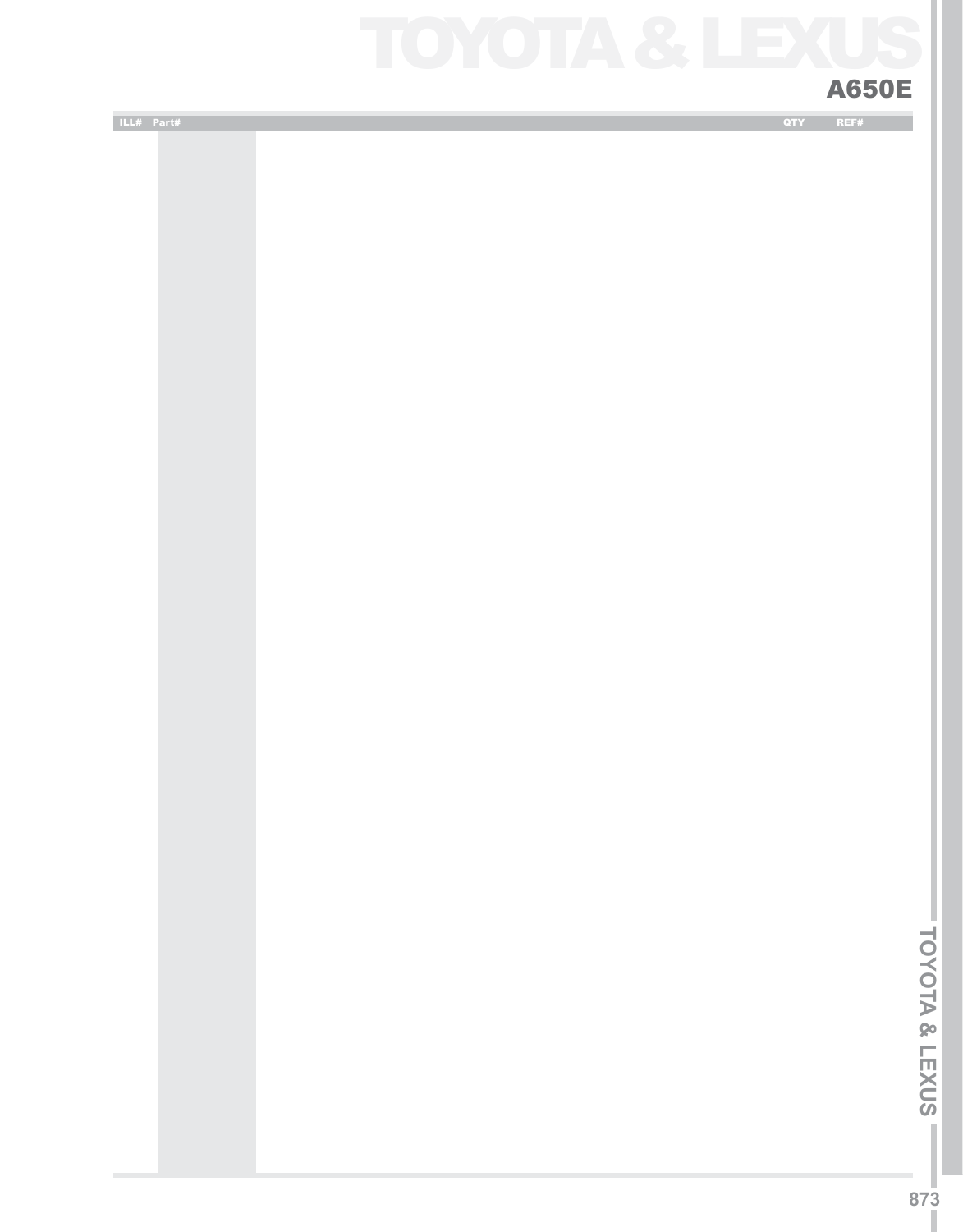| ILL# | Part# | | QTY | REF# |
| --- | --- | --- | --- | --- |